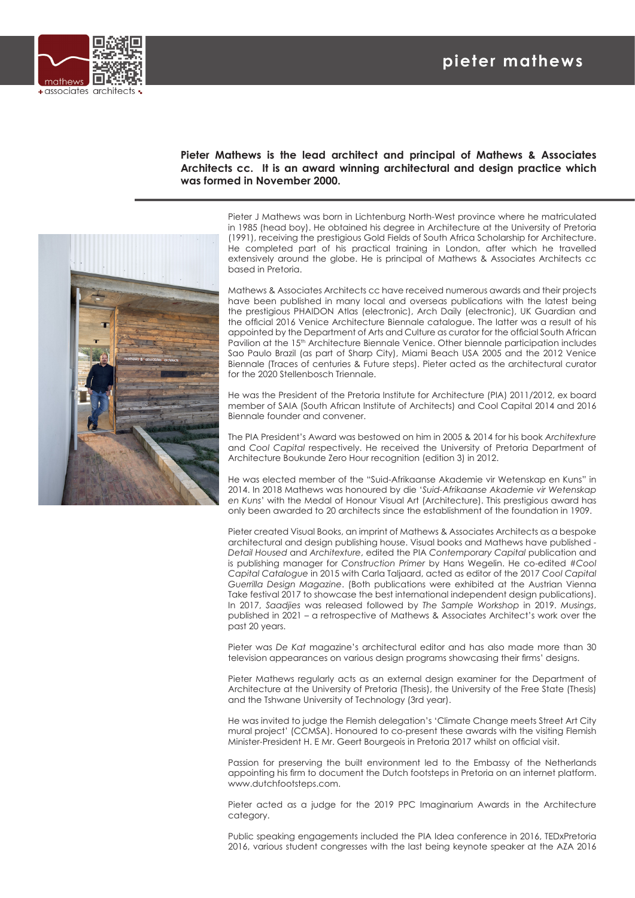# pieter mathews

**Pieter Mathews is the lead architect and principal of Mathews & Associates Architects cc. It is an award winning architectural and design practice which was formed in November 2000.**

Pieter J Mathews was born in Lichtenburg North-West province where he matriculated in 1985 (head boy). He obtained his degree in Architecture at the University of Pretoria (1991), receiving the prestigious Gold Fields of South Africa Scholarship for Architecture. He completed part of his practical training in London, after which he travelled extensively around the globe. He is principal of Mathews & Associates Architects cc based in Pretoria.

Mathews & Associates Architects cc have received numerous awards and their projects have been published in many local and overseas publications with the latest being the prestigious PHAIDON Atlas (electronic), Arch Daily (electronic), UK Guardian and the official 2016 Venice Architecture Biennale catalogue. The latter was a result of his appointed by the Department of Arts and Culture as curator for the official South African Pavilion at the 15th Architecture Biennale Venice. Other biennale participation includes Sao Paulo Brazil (as part of Sharp City), Miami Beach USA 2005 and the 2012 Venice Biennale (Traces of centuries & Future steps). Pieter acted as the architectural curator for the 2020 Stellenbosch Triennale.

He was the President of the Pretoria Institute for Architecture (PIA) 2011/2012, ex board member of SAIA (South African Institute of Architects) and Cool Capital 2014 and 2016 Biennale founder and convener.

The PIA President's Award was bestowed on him in 2005 & 2014 for his book *Architexture* and *Cool Capital* respectively. He received the University of Pretoria Department of Architecture Boukunde Zero Hour recognition (edition 3) in 2012.

He was elected member of the "Suid-Afrikaanse Akademie vir Wetenskap en Kuns" in 2014. In 2018 Mathews was honoured by die '*Suid-Afrikaanse Akademie vir Wetenskap en Kuns*' with the Medal of Honour Visual Art (Architecture). This prestigious award has only been awarded to 20 architects since the establishment of the foundation in 1909.

Pieter created Visual Books, an imprint of Mathews & Associates Architects as a bespoke architectural and design publishing house. Visual books and Mathews have published - *Detail Housed* and *Architexture*, edited the PIA *Contemporary Capital* publication and is publishing manager for *Construction Primer* by Hans Wegelin. He co-edited *#Cool Capital Catalogue* in 2015 with Carla Taljaard, acted as editor of the 2017 *Cool Capital Guerrilla Design Magazine*. (Both publications were exhibited at the Austrian Vienna Take festival 2017 to showcase the best international independent design publications). In 2017, *Saadjies* was released followed by *The Sample Workshop* in 2019. *Musings*, published in 2021 – a retrospective of Mathews & Associates Architect's work over the past 20 years.

Pieter was *De Kat* magazine's architectural editor and has also made more than 30 television appearances on various design programs showcasing their firms' designs.

Pieter Mathews regularly acts as an external design examiner for the Department of Architecture at the University of Pretoria (Thesis), the University of the Free State (Thesis) and the Tshwane University of Technology (3rd year).

He was invited to judge the Flemish delegation's 'Climate Change meets Street Art City mural project' (CCMSA). Honoured to co-present these awards with the visiting Flemish Minister-President H. E Mr. Geert Bourgeois in Pretoria 2017 whilst on official visit.

Passion for preserving the built environment led to the Embassy of the Netherlands appointing his firm to document the Dutch footsteps in Pretoria on an internet platform. www.dutchfootsteps.com.

Pieter acted as a judge for the 2019 PPC Imaginarium Awards in the Architecture category.

Public speaking engagements included the PIA Idea conference in 2016, TEDxPretoria 2016, various student congresses with the last being keynote speaker at the AZA 2016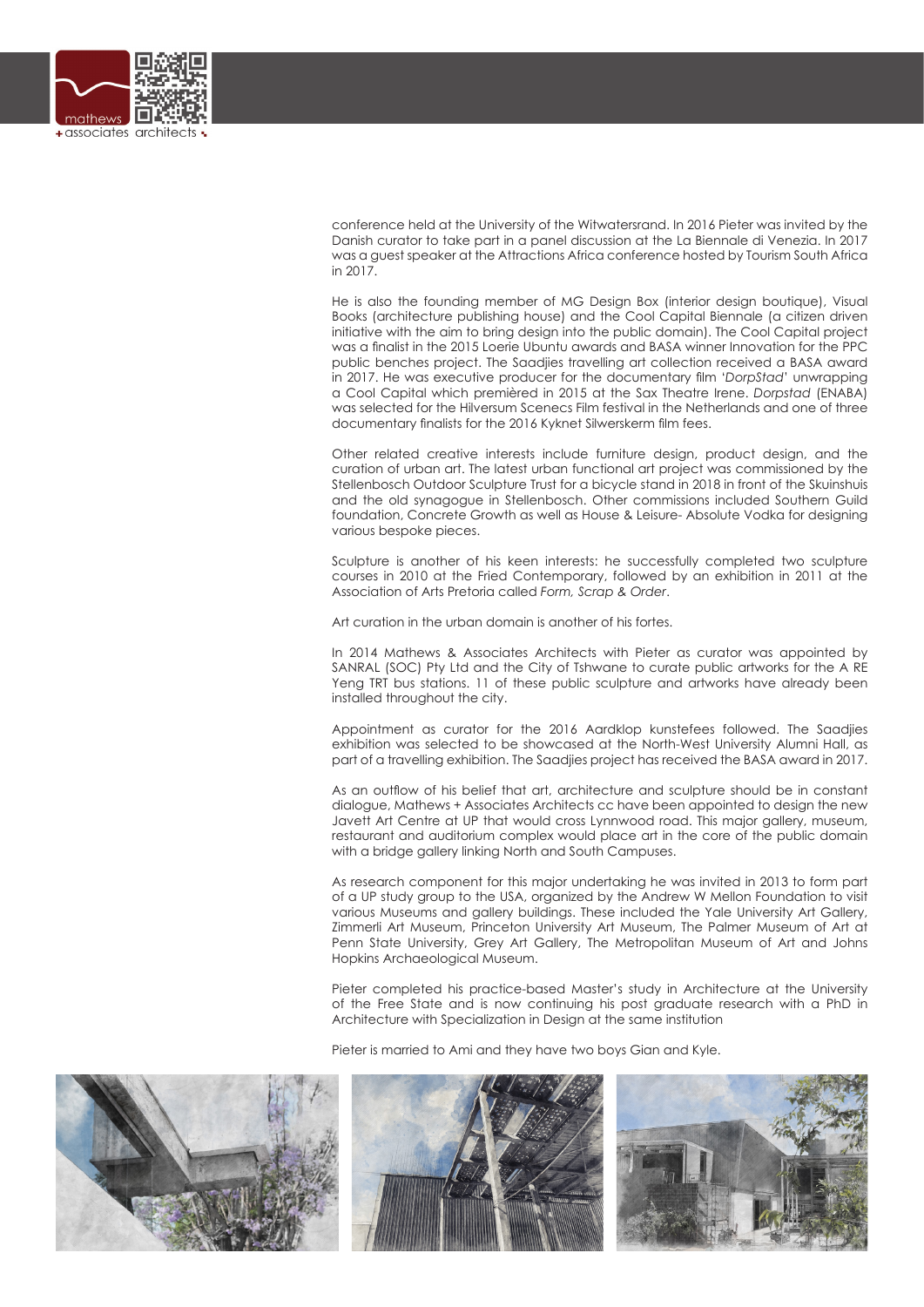conference held at the University of the Witwatersrand. In 2016 Pieter was invited by the Danish curator to take part in a panel discussion at the La Biennale di Venezia. In 2017 was a guest speaker at the Attractions Africa conference hosted by Tourism South Africa in 2017.

He is also the founding member of MG Design Box (interior design boutique), Visual Books (architecture publishing house) and the Cool Capital Biennale (a citizen driven initiative with the aim to bring design into the public domain). The Cool Capital project was a finalist in the 2015 Loerie Ubuntu awards and BASA winner Innovation for the PPC public benches project. The Saadjies travelling art collection received a BASA award in 2017. He was executive producer for the documentary film '*DorpStad*' unwrapping a Cool Capital which premièred in 2015 at the Sax Theatre Irene. *Dorpstad* (ENABA) was selected for the Hilversum Scenecs Film festival in the Netherlands and one of three documentary finalists for the 2016 Kyknet Silwerskerm film fees.

Other related creative interests include furniture design, product design, and the curation of urban art. The latest urban functional art project was commissioned by the Stellenbosch Outdoor Sculpture Trust for a bicycle stand in 2018 in front of the Skuinshuis and the old synagogue in Stellenbosch. Other commissions included Southern Guild foundation, Concrete Growth as well as House & Leisure- Absolute Vodka for designing various bespoke pieces.

Sculpture is another of his keen interests: he successfully completed two sculpture courses in 2010 at the Fried Contemporary, followed by an exhibition in 2011 at the Association of Arts Pretoria called *Form, Scrap & Order*.

Art curation in the urban domain is another of his fortes.

In 2014 Mathews & Associates Architects with Pieter as curator was appointed by SANRAL (SOC) Pty Ltd and the City of Tshwane to curate public artworks for the A RE Yeng TRT bus stations. 11 of these public sculpture and artworks have already been installed throughout the city.

Appointment as curator for the 2016 Aardklop kunstefees followed. The Saadjies exhibition was selected to be showcased at the North-West University Alumni Hall, as part of a travelling exhibition. The Saadjies project has received the BASA award in 2017.

As an outflow of his belief that art, architecture and sculpture should be in constant dialogue, Mathews + Associates Architects cc have been appointed to design the new Javett Art Centre at UP that would cross Lynnwood road. This major gallery, museum, restaurant and auditorium complex would place art in the core of the public domain with a bridge gallery linking North and South Campuses.

As research component for this major undertaking he was invited in 2013 to form part of a UP study group to the USA, organized by the Andrew W Mellon Foundation to visit various Museums and gallery buildings. These included the Yale University Art Gallery, Zimmerli Art Museum, Princeton University Art Museum, The Palmer Museum of Art at Penn State University, Grey Art Gallery, The Metropolitan Museum of Art and Johns Hopkins Archaeological Museum.

Pieter completed his practice-based Master's study in Architecture at the University of the Free State and is now continuing his post graduate research with a PhD in Architecture with Specialization in Design at the same institution

Pieter is married to Ami and they have two boys Gian and Kyle.